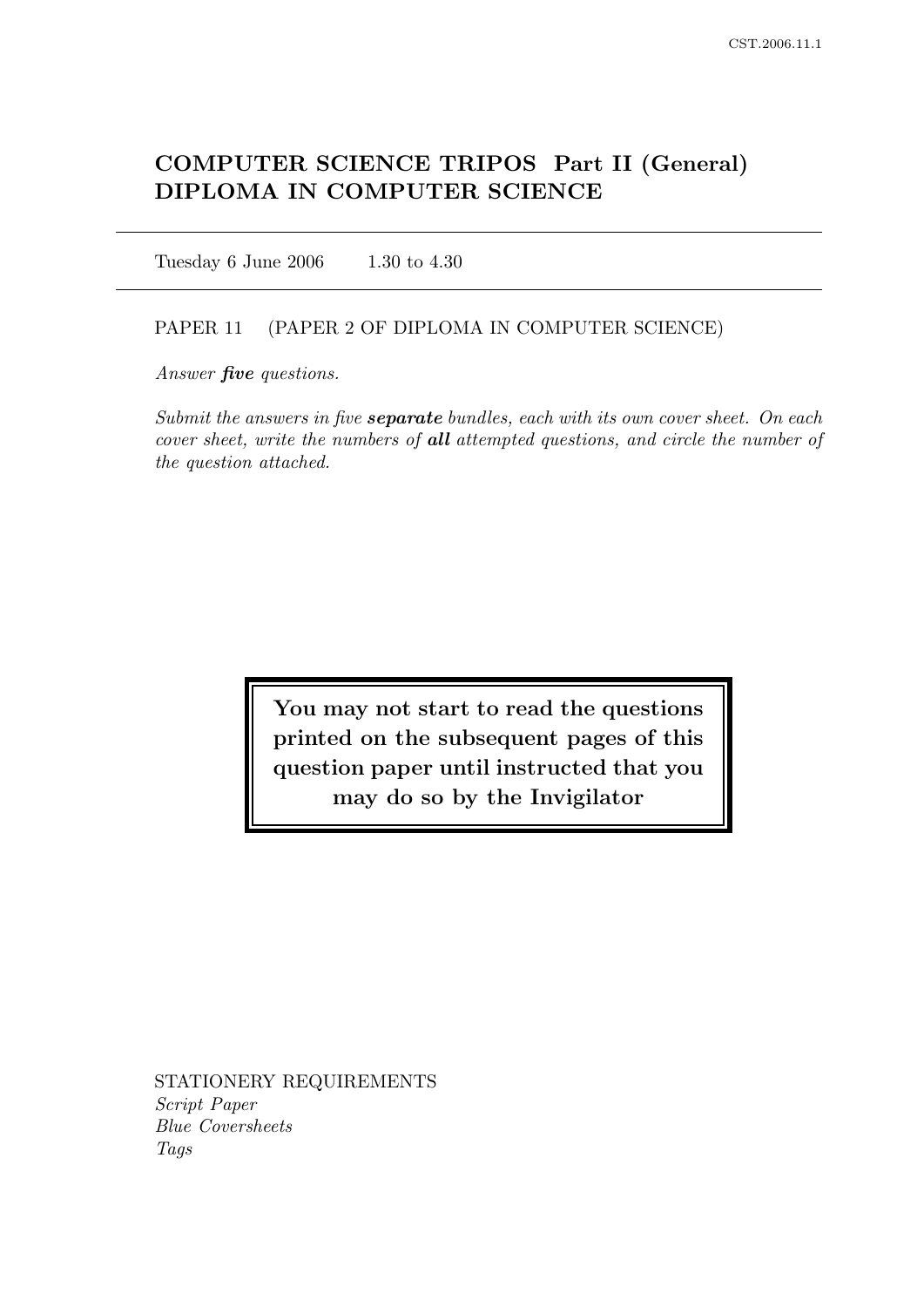# COMPUTER SCIENCE TRIPOS Part II (General)
# DIPLOMA IN COMPUTER SCIENCE

Tuesday 6 June 2006 1.30 to 4.30

PAPER 11 (PAPER 2 OF DIPLOMA IN COMPUTER SCIENCE)

*Answer **five** questions.*

*Submit the answers in five **separate** bundles, each with its own cover sheet. On each cover sheet, write the numbers of **all** attempted questions, and circle the number of the question attached.*

**You may not start to read the questions printed on the subsequent pages of this question paper until instructed that you may do so by the Invigilator**

STATIONERY REQUIREMENTS
*Script Paper*
*Blue Coversheets*
*Tags*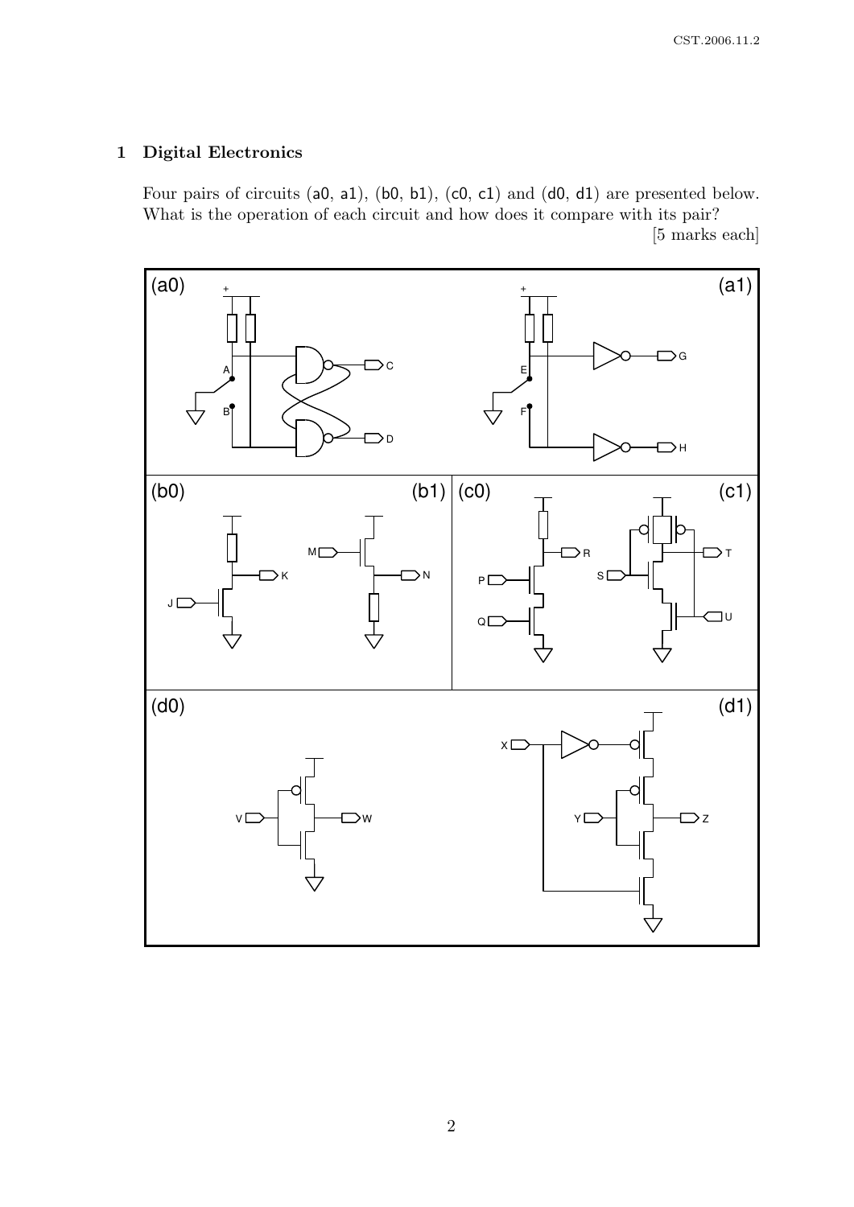## 1 Digital Electronics

Four pairs of circuits (a0, a1), (b0, b1), (c0, c1) and (d0, d1) are presented below. What is the operation of each circuit and how does it compare with its pair?

[5 marks each]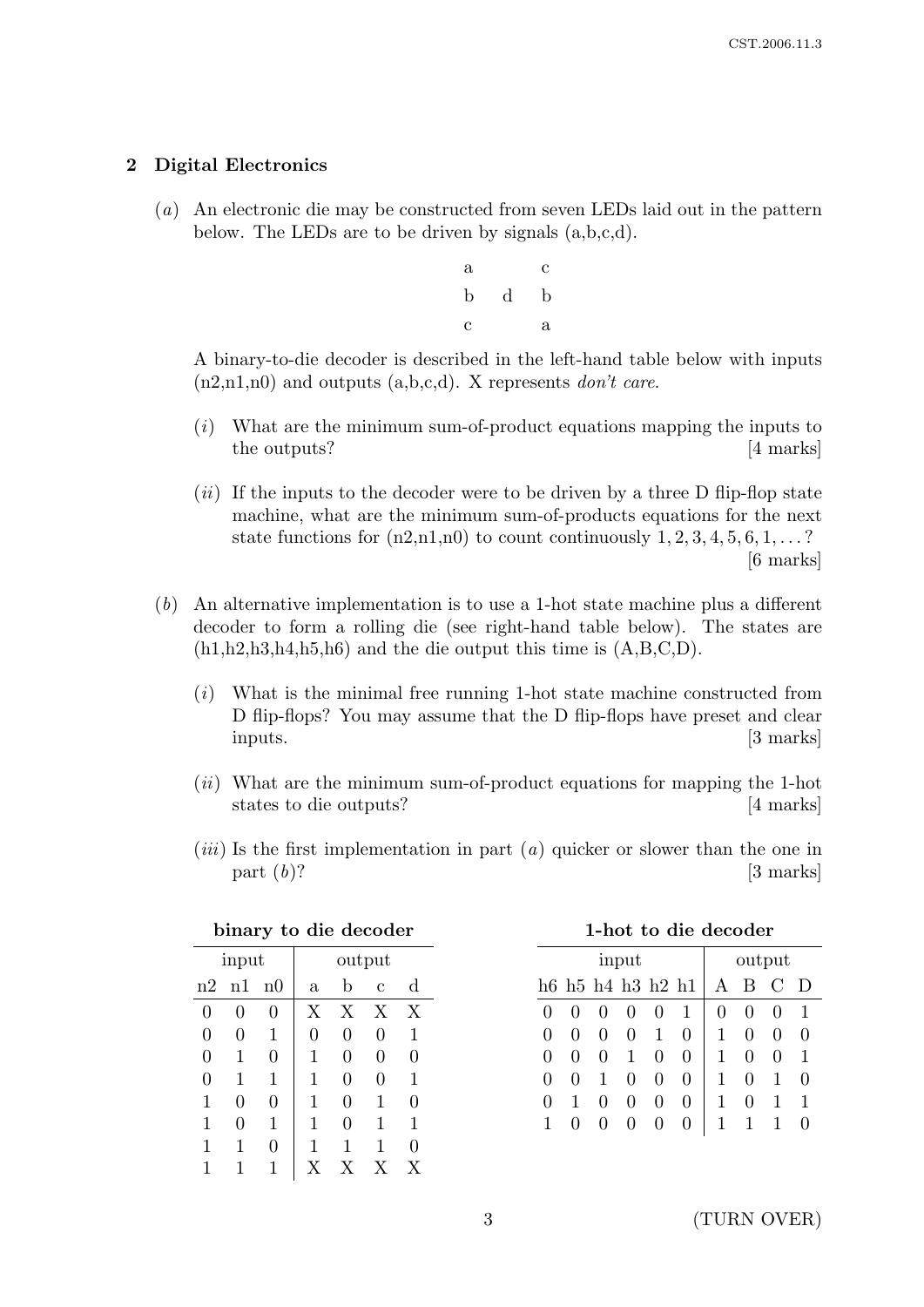## 2 Digital Electronics

(*a*) An electronic die may be constructed from seven LEDs laid out in the pattern below. The LEDs are to be driven by signals (a,b,c,d).

| | | |
|---|---|---|
| a | | c |
| b | d | b |
| c | | a |

A binary-to-die decoder is described in the left-hand table below with inputs (n2,n1,n0) and outputs (a,b,c,d). X represents *don't care*.

(*i*) What are the minimum sum-of-product equations mapping the inputs to the outputs? [4 marks]

(*ii*) If the inputs to the decoder were to be driven by a three D flip-flop state machine, what are the minimum sum-of-products equations for the next state functions for (n2,n1,n0) to count continuously $1, 2, 3, 4, 5, 6, 1, \ldots$? [6 marks]

(*b*) An alternative implementation is to use a 1-hot state machine plus a different decoder to form a rolling die (see right-hand table below). The states are (h1,h2,h3,h4,h5,h6) and the die output this time is (A,B,C,D).

(*i*) What is the minimal free running 1-hot state machine constructed from D flip-flops? You may assume that the D flip-flops have preset and clear inputs. [3 marks]

(*ii*) What are the minimum sum-of-product equations for mapping the 1-hot states to die outputs? [4 marks]

(*iii*) Is the first implementation in part (*a*) quicker or slower than the one in part (*b*)? [3 marks]

**binary to die decoder**

| input | | | output | | | |
|---|---|---|---|---|---|---|
| n2 | n1 | n0 | a | b | c | d |
| 0 | 0 | 0 | X | X | X | X |
| 0 | 0 | 1 | 0 | 0 | 0 | 1 |
| 0 | 1 | 0 | 1 | 0 | 0 | 0 |
| 0 | 1 | 1 | 1 | 0 | 0 | 1 |
| 1 | 0 | 0 | 1 | 0 | 1 | 0 |
| 1 | 0 | 1 | 1 | 0 | 1 | 1 |
| 1 | 1 | 0 | 1 | 1 | 1 | 0 |
| 1 | 1 | 1 | X | X | X | X |

**1-hot to die decoder**

| input | | | | | | output | | | |
|---|---|---|---|---|---|---|---|---|---|
| h6 | h5 | h4 | h3 | h2 | h1 | A | B | C | D |
| 0 | 0 | 0 | 0 | 0 | 1 | 0 | 0 | 0 | 1 |
| 0 | 0 | 0 | 0 | 1 | 0 | 1 | 0 | 0 | 0 |
| 0 | 0 | 0 | 1 | 0 | 0 | 1 | 0 | 0 | 1 |
| 0 | 0 | 1 | 0 | 0 | 0 | 1 | 0 | 1 | 0 |
| 0 | 1 | 0 | 0 | 0 | 0 | 1 | 0 | 1 | 1 |
| 1 | 0 | 0 | 0 | 0 | 0 | 1 | 1 | 1 | 0 |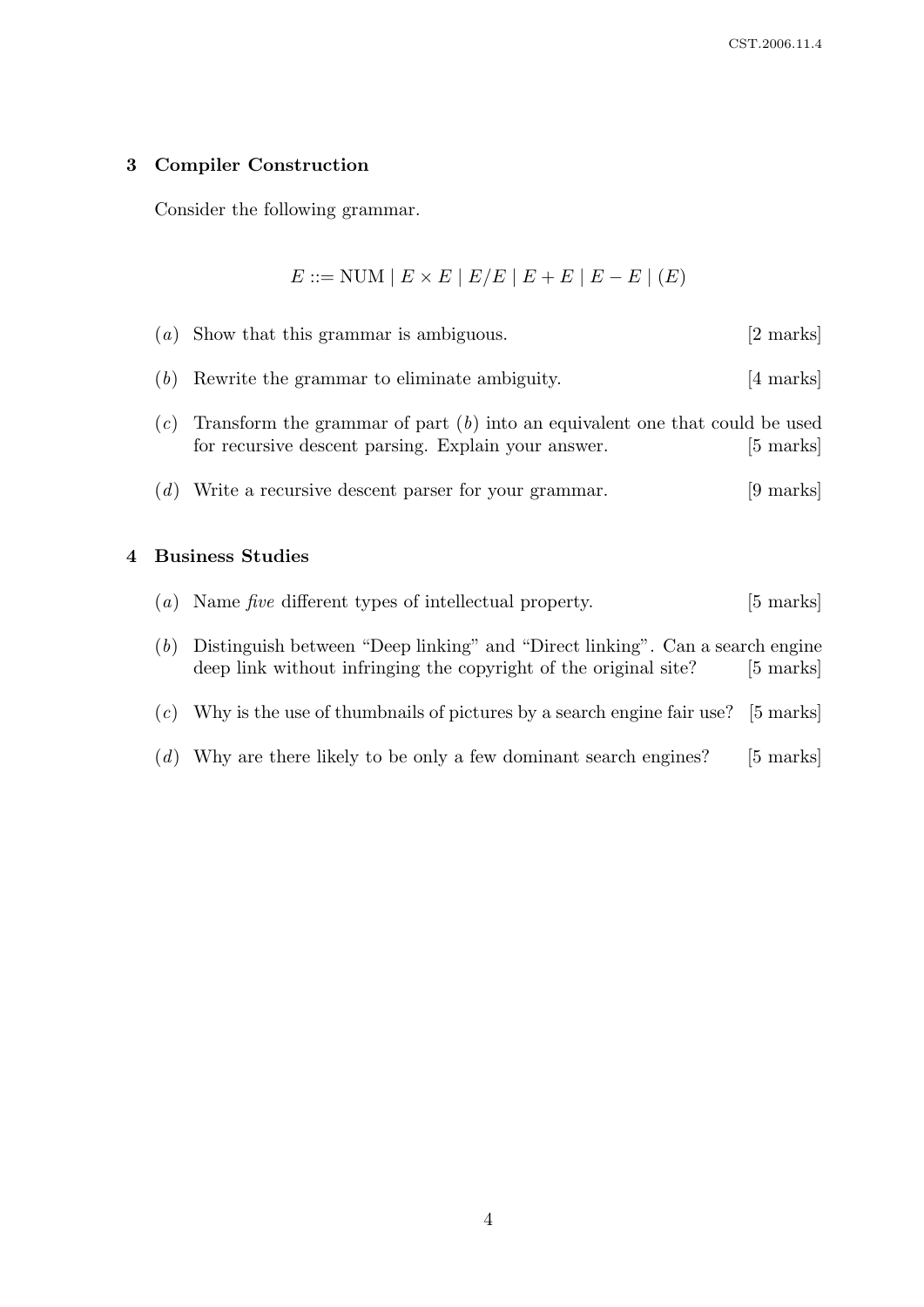## 3 Compiler Construction

Consider the following grammar.

$$E ::= \text{NUM} \mid E \times E \mid E/E \mid E + E \mid E - E \mid (E)$$

(*a*) Show that this grammar is ambiguous. [2 marks]

(*b*) Rewrite the grammar to eliminate ambiguity. [4 marks]

(*c*) Transform the grammar of part (*b*) into an equivalent one that could be used for recursive descent parsing. Explain your answer. [5 marks]

(*d*) Write a recursive descent parser for your grammar. [9 marks]

## 4 Business Studies

(*a*) Name *five* different types of intellectual property. [5 marks]

(*b*) Distinguish between "Deep linking" and "Direct linking". Can a search engine deep link without infringing the copyright of the original site? [5 marks]

(*c*) Why is the use of thumbnails of pictures by a search engine fair use? [5 marks]

(*d*) Why are there likely to be only a few dominant search engines? [5 marks]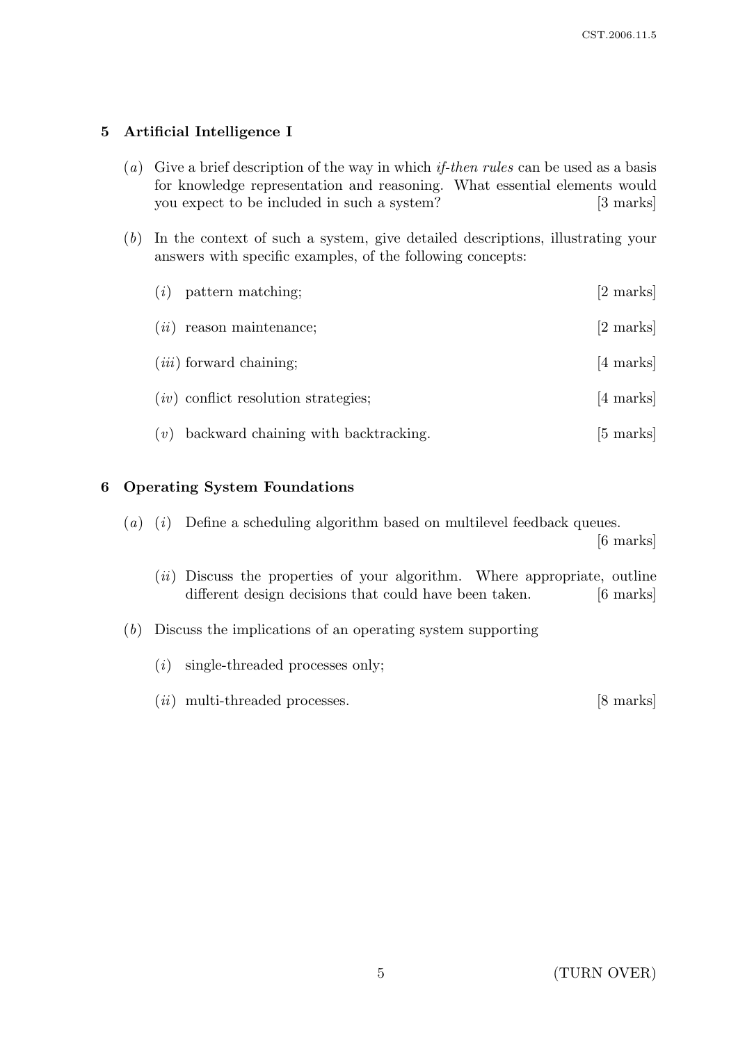## 5 Artificial Intelligence I

(*a*) Give a brief description of the way in which *if-then rules* can be used as a basis for knowledge representation and reasoning. What essential elements would you expect to be included in such a system? [3 marks]

(*b*) In the context of such a system, give detailed descriptions, illustrating your answers with specific examples, of the following concepts:

(*i*) pattern matching; [2 marks]

(*ii*) reason maintenance; [2 marks]

(*iii*) forward chaining; [4 marks]

(*iv*) conflict resolution strategies; [4 marks]

(*v*) backward chaining with backtracking. [5 marks]

## 6 Operating System Foundations

(*a*) (*i*) Define a scheduling algorithm based on multilevel feedback queues. [6 marks]

(*ii*) Discuss the properties of your algorithm. Where appropriate, outline different design decisions that could have been taken. [6 marks]

(*b*) Discuss the implications of an operating system supporting

(*i*) single-threaded processes only;

(*ii*) multi-threaded processes. [8 marks]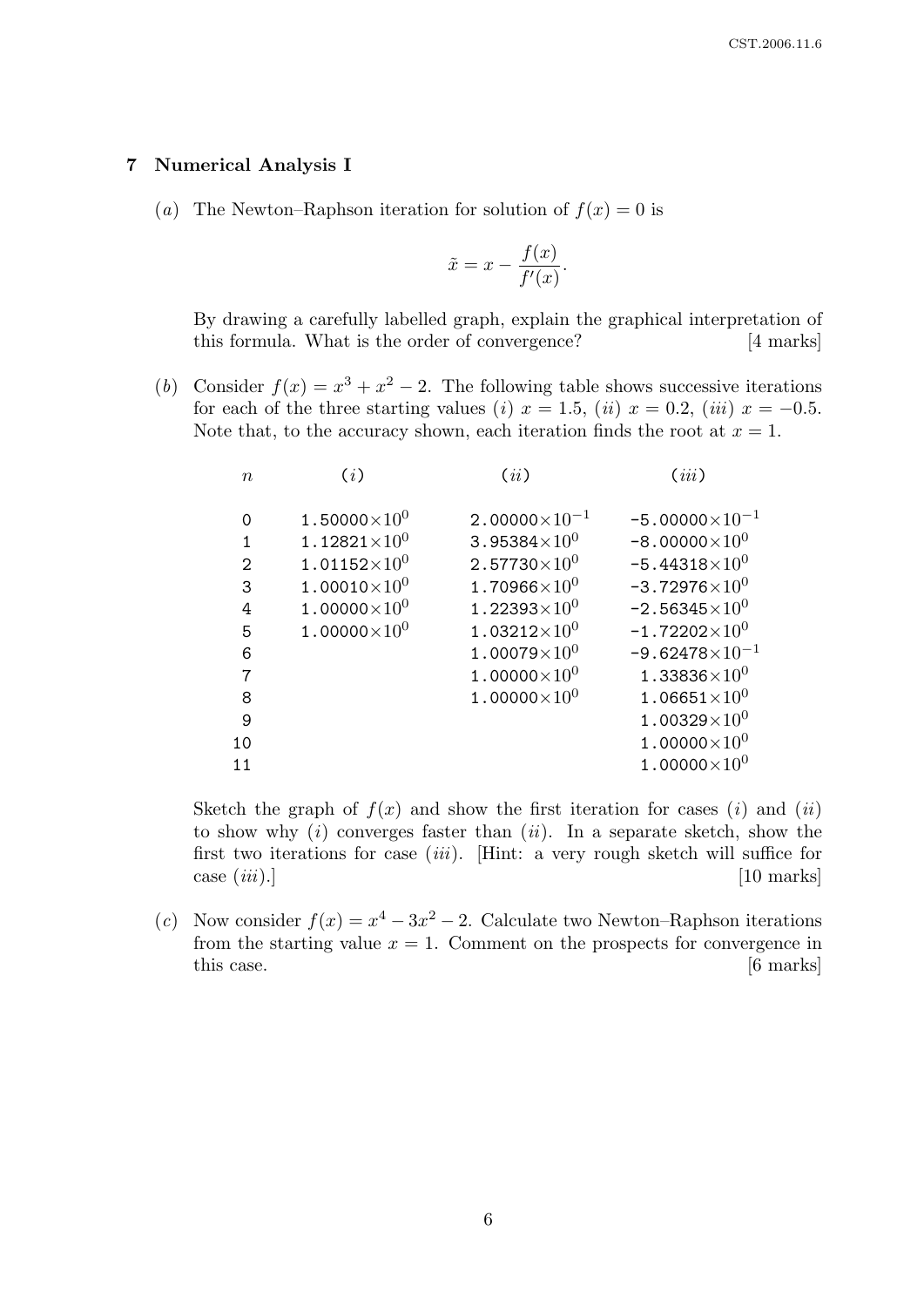## 7 Numerical Analysis I

(*a*) The Newton–Raphson iteration for solution of $f(x) = 0$ is

$$\tilde{x} = x - \frac{f(x)}{f'(x)}.$$

By drawing a carefully labelled graph, explain the graphical interpretation of this formula. What is the order of convergence? [4 marks]

(*b*) Consider $f(x) = x^3 + x^2 - 2$. The following table shows successive iterations for each of the three starting values (*i*) $x = 1.5$, (*ii*) $x = 0.2$, (*iii*) $x = -0.5$. Note that, to the accuracy shown, each iteration finds the root at $x = 1$.

| $n$ | (*i*) | (*ii*) | (*iii*) |
|---|---|---|---|
| 0 | $1.50000\times10^{0}$ | $2.00000\times10^{-1}$ | $-5.00000\times10^{-1}$ |
| 1 | $1.12821\times10^{0}$ | $3.95384\times10^{0}$ | $-8.00000\times10^{0}$ |
| 2 | $1.01152\times10^{0}$ | $2.57730\times10^{0}$ | $-5.44318\times10^{0}$ |
| 3 | $1.00010\times10^{0}$ | $1.70966\times10^{0}$ | $-3.72976\times10^{0}$ |
| 4 | $1.00000\times10^{0}$ | $1.22393\times10^{0}$ | $-2.56345\times10^{0}$ |
| 5 | $1.00000\times10^{0}$ | $1.03212\times10^{0}$ | $-1.72202\times10^{0}$ |
| 6 | | $1.00079\times10^{0}$ | $-9.62478\times10^{-1}$ |
| 7 | | $1.00000\times10^{0}$ | $1.33836\times10^{0}$ |
| 8 | | $1.00000\times10^{0}$ | $1.06651\times10^{0}$ |
| 9 | | | $1.00329\times10^{0}$ |
| 10 | | | $1.00000\times10^{0}$ |
| 11 | | | $1.00000\times10^{0}$ |

Sketch the graph of $f(x)$ and show the first iteration for cases (*i*) and (*ii*) to show why (*i*) converges faster than (*ii*). In a separate sketch, show the first two iterations for case (*iii*). [Hint: a very rough sketch will suffice for case (*iii*).] [10 marks]

(*c*) Now consider $f(x) = x^4 - 3x^2 - 2$. Calculate two Newton–Raphson iterations from the starting value $x = 1$. Comment on the prospects for convergence in this case. [6 marks]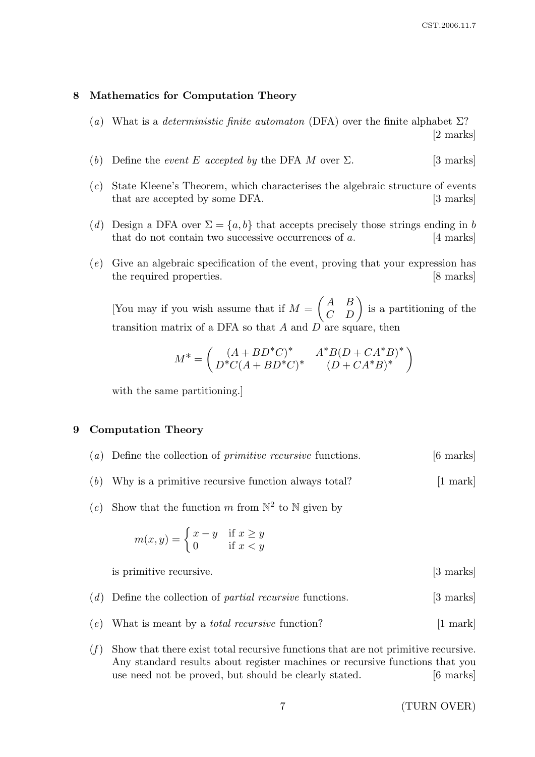## 8 Mathematics for Computation Theory

(*a*) What is a *deterministic finite automaton* (DFA) over the finite alphabet $\Sigma$? [2 marks]

(*b*) Define the *event $E$ accepted by* the DFA $M$ over $\Sigma$. [3 marks]

(*c*) State Kleene's Theorem, which characterises the algebraic structure of events that are accepted by some DFA. [3 marks]

(*d*) Design a DFA over $\Sigma = \{a, b\}$ that accepts precisely those strings ending in $b$ that do not contain two successive occurrences of $a$. [4 marks]

(*e*) Give an algebraic specification of the event, proving that your expression has the required properties. [8 marks]

[You may if you wish assume that if $M = \begin{pmatrix} A & B \\ C & D \end{pmatrix}$ is a partitioning of the transition matrix of a DFA so that $A$ and $D$ are square, then

$$M^* = \begin{pmatrix} (A + BD^*C)^* & A^*B(D + CA^*B)^* \\ D^*C(A + BD^*C)^* & (D + CA^*B)^* \end{pmatrix}$$

with the same partitioning.]

## 9 Computation Theory

(*a*) Define the collection of *primitive recursive* functions. [6 marks]

(*b*) Why is a primitive recursive function always total? [1 mark]

(*c*) Show that the function $m$ from $\mathbb{N}^2$ to $\mathbb{N}$ given by

$$m(x, y) = \begin{cases} x - y & \text{if } x \geq y \\ 0 & \text{if } x < y \end{cases}$$

is primitive recursive. [3 marks]

(*d*) Define the collection of *partial recursive* functions. [3 marks]

(*e*) What is meant by a *total recursive* function? [1 mark]

(*f*) Show that there exist total recursive functions that are not primitive recursive. Any standard results about register machines or recursive functions that you use need not be proved, but should be clearly stated. [6 marks]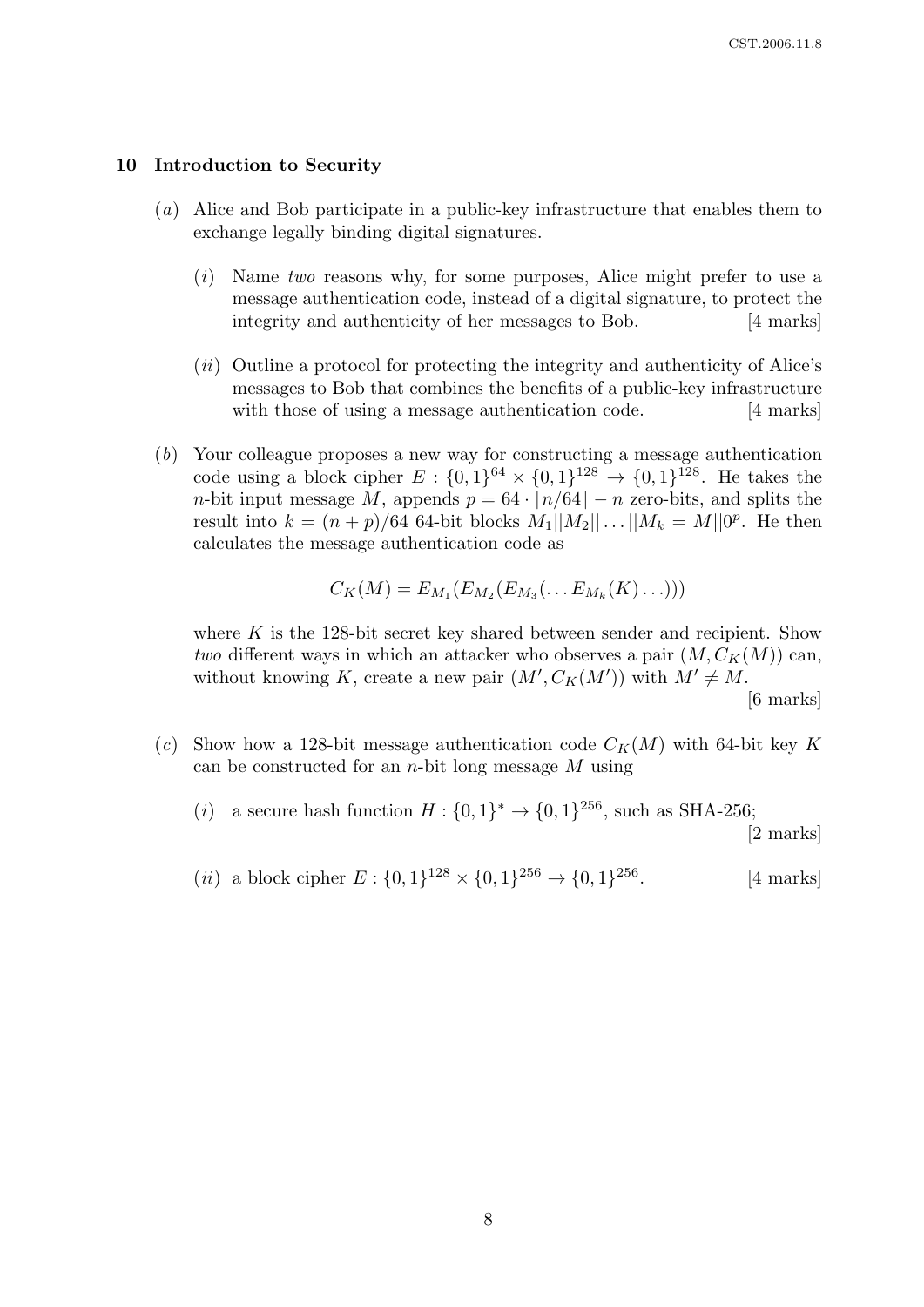## 10 Introduction to Security

(*a*) Alice and Bob participate in a public-key infrastructure that enables them to exchange legally binding digital signatures.

(*i*) Name *two* reasons why, for some purposes, Alice might prefer to use a message authentication code, instead of a digital signature, to protect the integrity and authenticity of her messages to Bob. [4 marks]

(*ii*) Outline a protocol for protecting the integrity and authenticity of Alice's messages to Bob that combines the benefits of a public-key infrastructure with those of using a message authentication code. [4 marks]

(*b*) Your colleague proposes a new way for constructing a message authentication code using a block cipher $E : \{0,1\}^{64} \times \{0,1\}^{128} \to \{0,1\}^{128}$. He takes the $n$-bit input message $M$, appends $p = 64 \cdot \lceil n/64 \rceil - n$ zero-bits, and splits the result into $k = (n+p)/64$ 64-bit blocks $M_1 || M_2 || \ldots || M_k = M || 0^p$. He then calculates the message authentication code as

$$C_K(M) = E_{M_1}(E_{M_2}(E_{M_3}(\ldots E_{M_k}(K) \ldots)))$$

where $K$ is the 128-bit secret key shared between sender and recipient. Show *two* different ways in which an attacker who observes a pair $(M, C_K(M))$ can, without knowing $K$, create a new pair $(M', C_K(M'))$ with $M' \neq M$. [6 marks]

(*c*) Show how a 128-bit message authentication code $C_K(M)$ with 64-bit key $K$ can be constructed for an $n$-bit long message $M$ using

(*i*) a secure hash function $H : \{0,1\}^* \to \{0,1\}^{256}$, such as SHA-256; [2 marks]

(*ii*) a block cipher $E : \{0,1\}^{128} \times \{0,1\}^{256} \to \{0,1\}^{256}$. [4 marks]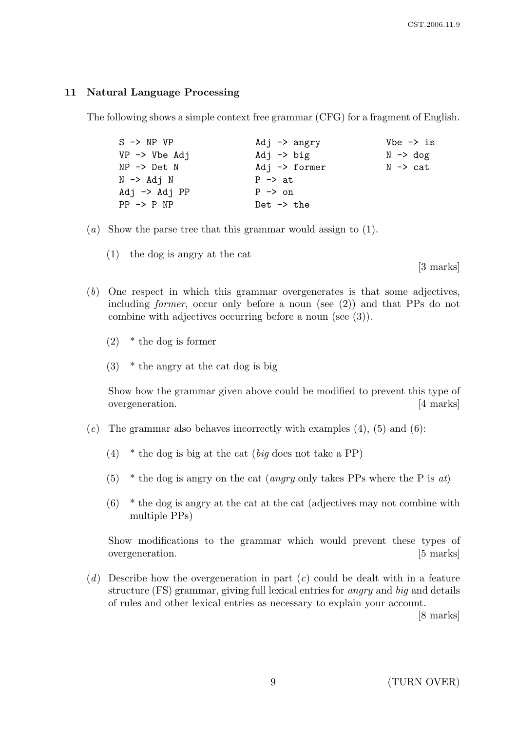## 11 Natural Language Processing

The following shows a simple context free grammar (CFG) for a fragment of English.

```
S -> NP VP              Adj -> angry          Vbe -> is
VP -> Vbe Adj           Adj -> big            N -> dog
NP -> Det N             Adj -> former         N -> cat
N -> Adj N              P -> at
Adj -> Adj PP           P -> on
PP -> P NP              Det -> the
```

(*a*) Show the parse tree that this grammar would assign to (1).

(1) the dog is angry at the cat

[3 marks]

(*b*) One respect in which this grammar overgenerates is that some adjectives, including *former*, occur only before a noun (see (2)) and that PPs do not combine with adjectives occurring before a noun (see (3)).

(2) * the dog is former

(3) * the angry at the cat dog is big

Show how the grammar given above could be modified to prevent this type of overgeneration. [4 marks]

(*c*) The grammar also behaves incorrectly with examples (4), (5) and (6):

(4) * the dog is big at the cat (*big* does not take a PP)

(5) * the dog is angry on the cat (*angry* only takes PPs where the P is *at*)

(6) * the dog is angry at the cat at the cat (adjectives may not combine with multiple PPs)

Show modifications to the grammar which would prevent these types of overgeneration. [5 marks]

(*d*) Describe how the overgeneration in part (*c*) could be dealt with in a feature structure (FS) grammar, giving full lexical entries for *angry* and *big* and details of rules and other lexical entries as necessary to explain your account.

[8 marks]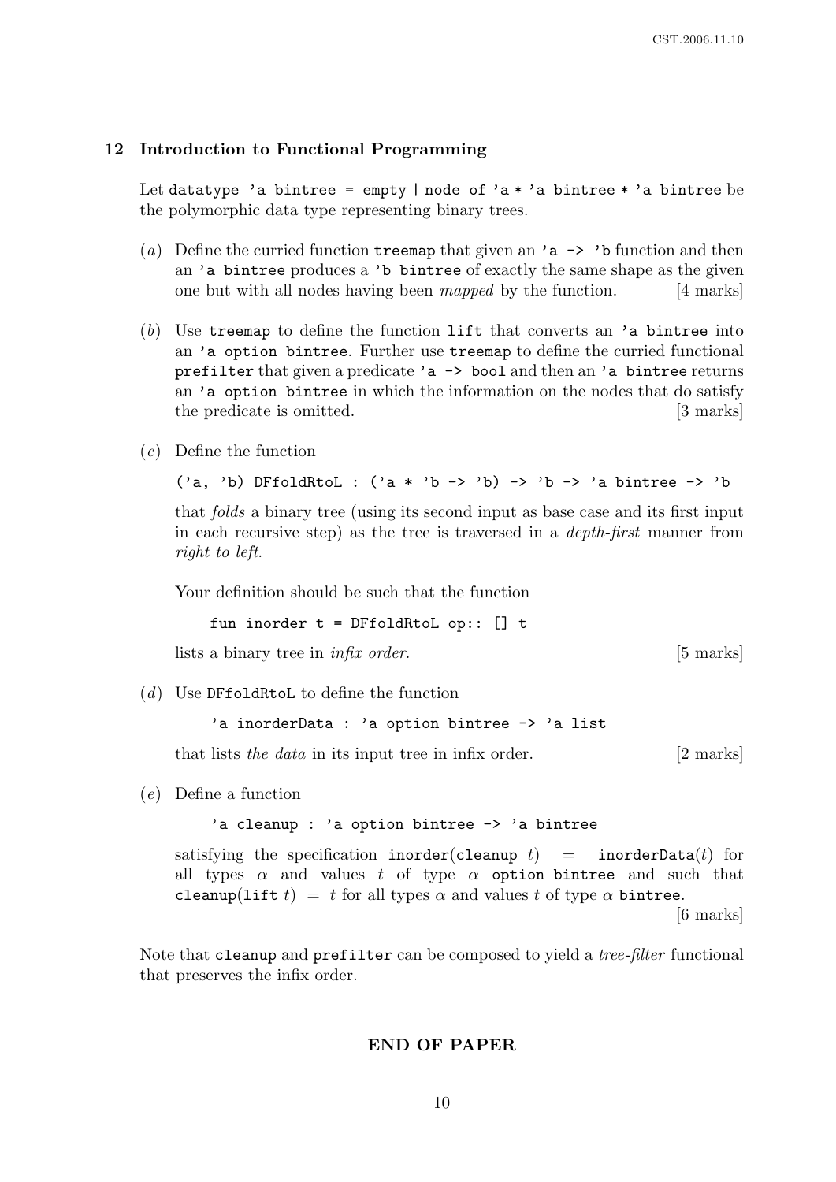## 12 Introduction to Functional Programming

Let `datatype 'a bintree = empty | node of 'a * 'a bintree * 'a bintree` be the polymorphic data type representing binary trees.

(*a*) Define the curried function `treemap` that given an `'a -> 'b` function and then an `'a bintree` produces a `'b bintree` of exactly the same shape as the given one but with all nodes having been *mapped* by the function. [4 marks]

(*b*) Use `treemap` to define the function `lift` that converts an `'a bintree` into an `'a option bintree`. Further use `treemap` to define the curried functional `prefilter` that given a predicate `'a -> bool` and then an `'a bintree` returns an `'a option bintree` in which the information on the nodes that do satisfy the predicate is omitted. [3 marks]

(*c*) Define the function

```
('a, 'b) DFfoldRtoL : ('a * 'b -> 'b) -> 'b -> 'a bintree -> 'b
```

that *folds* a binary tree (using its second input as base case and its first input in each recursive step) as the tree is traversed in a *depth-first* manner from *right to left*.

Your definition should be such that the function

```
fun inorder t = DFfoldRtoL op:: [] t
```

lists a binary tree in *infix order*. [5 marks]

(*d*) Use `DFfoldRtoL` to define the function

```
'a inorderData : 'a option bintree -> 'a list
```

that lists *the data* in its input tree in infix order. [2 marks]

(*e*) Define a function

```
'a cleanup : 'a option bintree -> 'a bintree
```

satisfying the specification `inorder(cleanup` $t$`)` $=$ `inorderData(`$t$`)` for all types $\alpha$ and values $t$ of type $\alpha$ `option bintree` and such that `cleanup(lift` $t$`)` $=$ $t$ for all types $\alpha$ and values $t$ of type $\alpha$ `bintree`. [6 marks]

Note that `cleanup` and `prefilter` can be composed to yield a *tree-filter* functional that preserves the infix order.

**END OF PAPER**